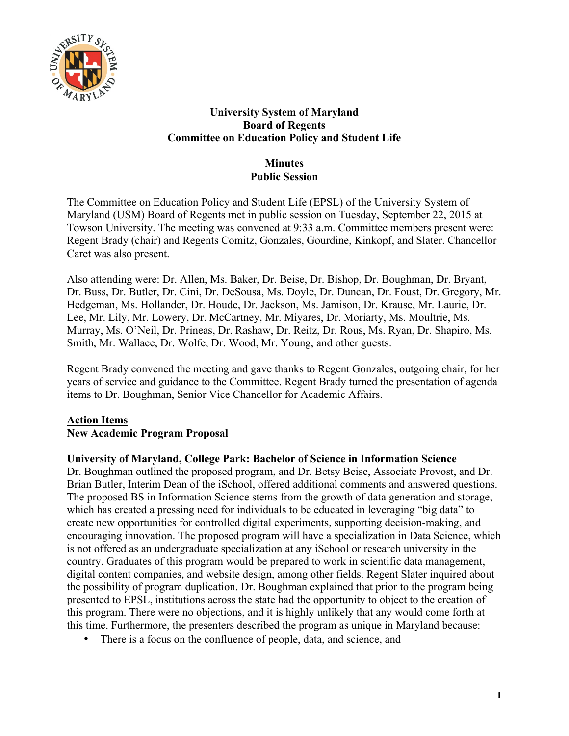**University System of Maryland**
**Board of Regents**
**Committee on Education Policy and Student Life**

**Minutes**
**Public Session**

The Committee on Education Policy and Student Life (EPSL) of the University System of Maryland (USM) Board of Regents met in public session on Tuesday, September 22, 2015 at Towson University. The meeting was convened at 9:33 a.m. Committee members present were: Regent Brady (chair) and Regents Comitz, Gonzales, Gourdine, Kinkopf, and Slater. Chancellor Caret was also present.

Also attending were: Dr. Allen, Ms. Baker, Dr. Beise, Dr. Bishop, Dr. Boughman, Dr. Bryant, Dr. Buss, Dr. Butler, Dr. Cini, Dr. DeSousa, Ms. Doyle, Dr. Duncan, Dr. Foust, Dr. Gregory, Mr. Hedgeman, Ms. Hollander, Dr. Houde, Dr. Jackson, Ms. Jamison, Dr. Krause, Mr. Laurie, Dr. Lee, Mr. Lily, Mr. Lowery, Dr. McCartney, Mr. Miyares, Dr. Moriarty, Ms. Moultrie, Ms. Murray, Ms. O'Neil, Dr. Prineas, Dr. Rashaw, Dr. Reitz, Dr. Rous, Ms. Ryan, Dr. Shapiro, Ms. Smith, Mr. Wallace, Dr. Wolfe, Dr. Wood, Mr. Young, and other guests.

Regent Brady convened the meeting and gave thanks to Regent Gonzales, outgoing chair, for her years of service and guidance to the Committee. Regent Brady turned the presentation of agenda items to Dr. Boughman, Senior Vice Chancellor for Academic Affairs.

**Action Items**
**New Academic Program Proposal**

**University of Maryland, College Park: Bachelor of Science in Information Science**
Dr. Boughman outlined the proposed program, and Dr. Betsy Beise, Associate Provost, and Dr. Brian Butler, Interim Dean of the iSchool, offered additional comments and answered questions. The proposed BS in Information Science stems from the growth of data generation and storage, which has created a pressing need for individuals to be educated in leveraging "big data" to create new opportunities for controlled digital experiments, supporting decision-making, and encouraging innovation. The proposed program will have a specialization in Data Science, which is not offered as an undergraduate specialization at any iSchool or research university in the country. Graduates of this program would be prepared to work in scientific data management, digital content companies, and website design, among other fields. Regent Slater inquired about the possibility of program duplication. Dr. Boughman explained that prior to the program being presented to EPSL, institutions across the state had the opportunity to object to the creation of this program. There were no objections, and it is highly unlikely that any would come forth at this time. Furthermore, the presenters described the program as unique in Maryland because:

- There is a focus on the confluence of people, data, and science, and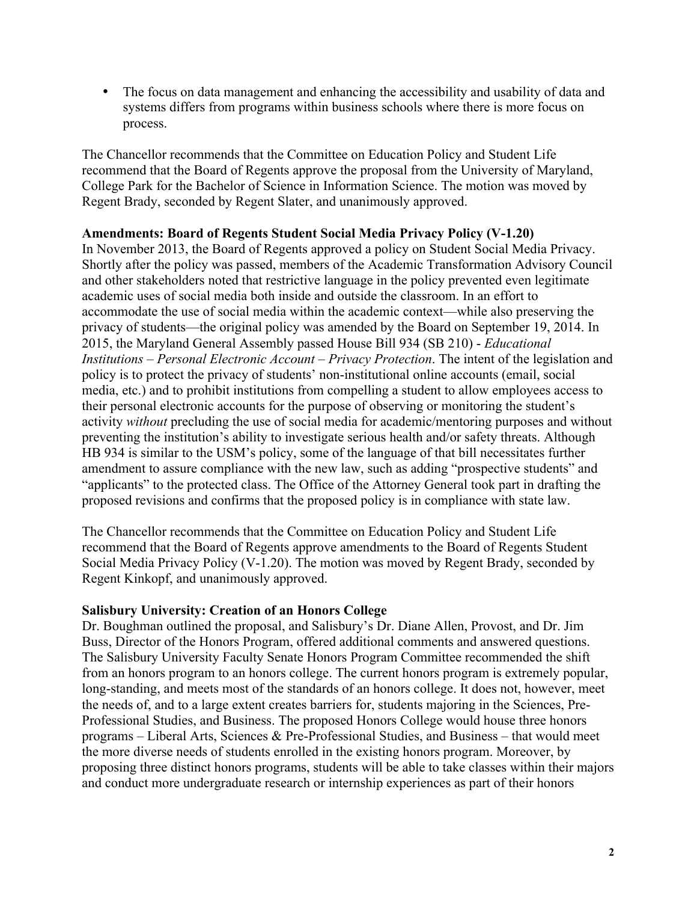- The focus on data management and enhancing the accessibility and usability of data and systems differs from programs within business schools where there is more focus on process.

The Chancellor recommends that the Committee on Education Policy and Student Life recommend that the Board of Regents approve the proposal from the University of Maryland, College Park for the Bachelor of Science in Information Science. The motion was moved by Regent Brady, seconded by Regent Slater, and unanimously approved.

**Amendments: Board of Regents Student Social Media Privacy Policy (V-1.20)**
In November 2013, the Board of Regents approved a policy on Student Social Media Privacy. Shortly after the policy was passed, members of the Academic Transformation Advisory Council and other stakeholders noted that restrictive language in the policy prevented even legitimate academic uses of social media both inside and outside the classroom. In an effort to accommodate the use of social media within the academic context—while also preserving the privacy of students—the original policy was amended by the Board on September 19, 2014. In 2015, the Maryland General Assembly passed House Bill 934 (SB 210) - *Educational Institutions – Personal Electronic Account – Privacy Protection*. The intent of the legislation and policy is to protect the privacy of students' non-institutional online accounts (email, social media, etc.) and to prohibit institutions from compelling a student to allow employees access to their personal electronic accounts for the purpose of observing or monitoring the student's activity *without* precluding the use of social media for academic/mentoring purposes and without preventing the institution's ability to investigate serious health and/or safety threats. Although HB 934 is similar to the USM's policy, some of the language of that bill necessitates further amendment to assure compliance with the new law, such as adding "prospective students" and "applicants" to the protected class. The Office of the Attorney General took part in drafting the proposed revisions and confirms that the proposed policy is in compliance with state law.

The Chancellor recommends that the Committee on Education Policy and Student Life recommend that the Board of Regents approve amendments to the Board of Regents Student Social Media Privacy Policy (V-1.20). The motion was moved by Regent Brady, seconded by Regent Kinkopf, and unanimously approved.

**Salisbury University: Creation of an Honors College**
Dr. Boughman outlined the proposal, and Salisbury's Dr. Diane Allen, Provost, and Dr. Jim Buss, Director of the Honors Program, offered additional comments and answered questions. The Salisbury University Faculty Senate Honors Program Committee recommended the shift from an honors program to an honors college. The current honors program is extremely popular, long-standing, and meets most of the standards of an honors college. It does not, however, meet the needs of, and to a large extent creates barriers for, students majoring in the Sciences, Pre-Professional Studies, and Business. The proposed Honors College would house three honors programs – Liberal Arts, Sciences & Pre-Professional Studies, and Business – that would meet the more diverse needs of students enrolled in the existing honors program. Moreover, by proposing three distinct honors programs, students will be able to take classes within their majors and conduct more undergraduate research or internship experiences as part of their honors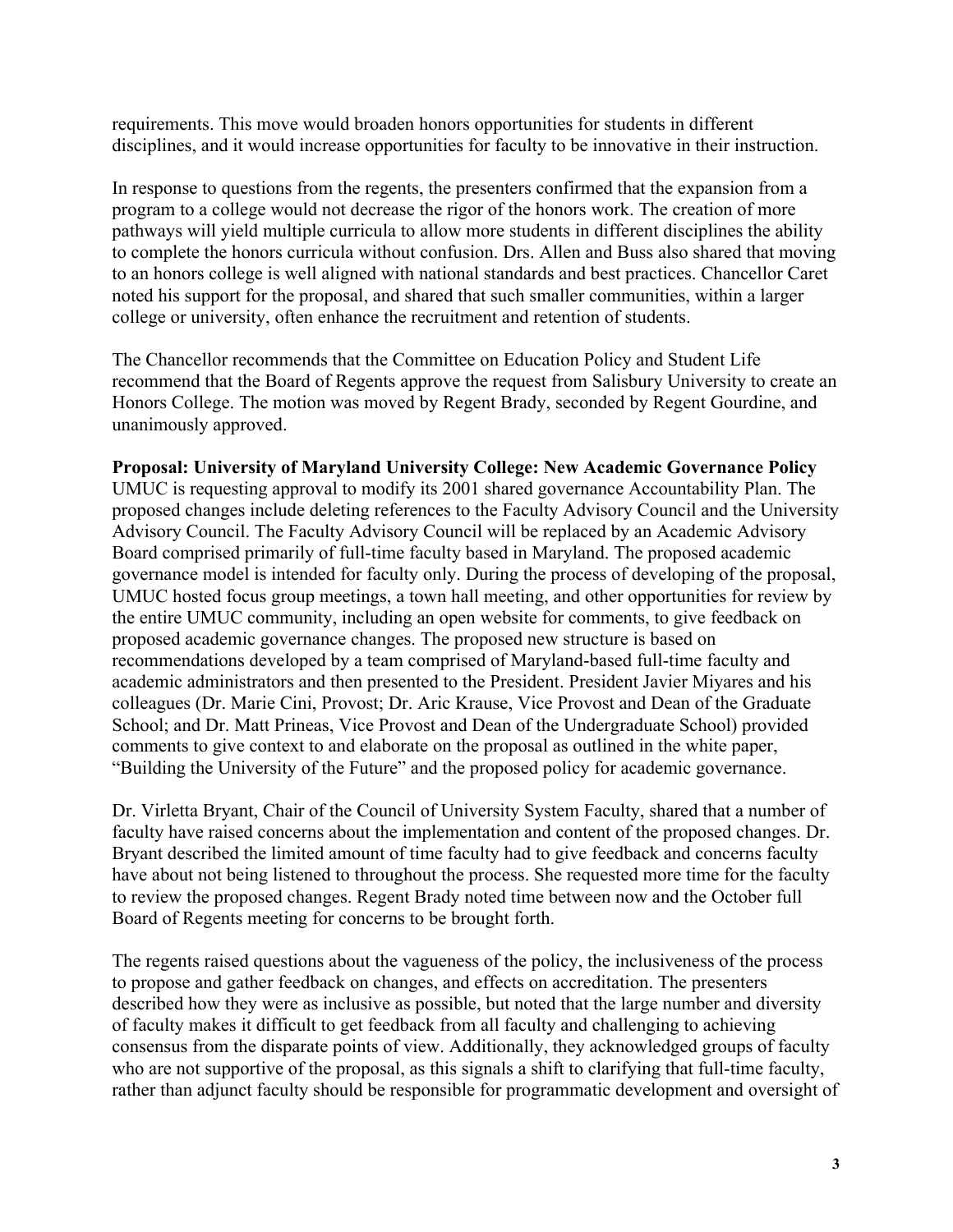requirements. This move would broaden honors opportunities for students in different disciplines, and it would increase opportunities for faculty to be innovative in their instruction.

In response to questions from the regents, the presenters confirmed that the expansion from a program to a college would not decrease the rigor of the honors work. The creation of more pathways will yield multiple curricula to allow more students in different disciplines the ability to complete the honors curricula without confusion. Drs. Allen and Buss also shared that moving to an honors college is well aligned with national standards and best practices. Chancellor Caret noted his support for the proposal, and shared that such smaller communities, within a larger college or university, often enhance the recruitment and retention of students.

The Chancellor recommends that the Committee on Education Policy and Student Life recommend that the Board of Regents approve the request from Salisbury University to create an Honors College. The motion was moved by Regent Brady, seconded by Regent Gourdine, and unanimously approved.

**Proposal: University of Maryland University College: New Academic Governance Policy**
UMUC is requesting approval to modify its 2001 shared governance Accountability Plan. The proposed changes include deleting references to the Faculty Advisory Council and the University Advisory Council. The Faculty Advisory Council will be replaced by an Academic Advisory Board comprised primarily of full-time faculty based in Maryland. The proposed academic governance model is intended for faculty only. During the process of developing of the proposal, UMUC hosted focus group meetings, a town hall meeting, and other opportunities for review by the entire UMUC community, including an open website for comments, to give feedback on proposed academic governance changes. The proposed new structure is based on recommendations developed by a team comprised of Maryland-based full-time faculty and academic administrators and then presented to the President. President Javier Miyares and his colleagues (Dr. Marie Cini, Provost; Dr. Aric Krause, Vice Provost and Dean of the Graduate School; and Dr. Matt Prineas, Vice Provost and Dean of the Undergraduate School) provided comments to give context to and elaborate on the proposal as outlined in the white paper, "Building the University of the Future" and the proposed policy for academic governance.

Dr. Virletta Bryant, Chair of the Council of University System Faculty, shared that a number of faculty have raised concerns about the implementation and content of the proposed changes. Dr. Bryant described the limited amount of time faculty had to give feedback and concerns faculty have about not being listened to throughout the process. She requested more time for the faculty to review the proposed changes. Regent Brady noted time between now and the October full Board of Regents meeting for concerns to be brought forth.

The regents raised questions about the vagueness of the policy, the inclusiveness of the process to propose and gather feedback on changes, and effects on accreditation. The presenters described how they were as inclusive as possible, but noted that the large number and diversity of faculty makes it difficult to get feedback from all faculty and challenging to achieving consensus from the disparate points of view. Additionally, they acknowledged groups of faculty who are not supportive of the proposal, as this signals a shift to clarifying that full-time faculty, rather than adjunct faculty should be responsible for programmatic development and oversight of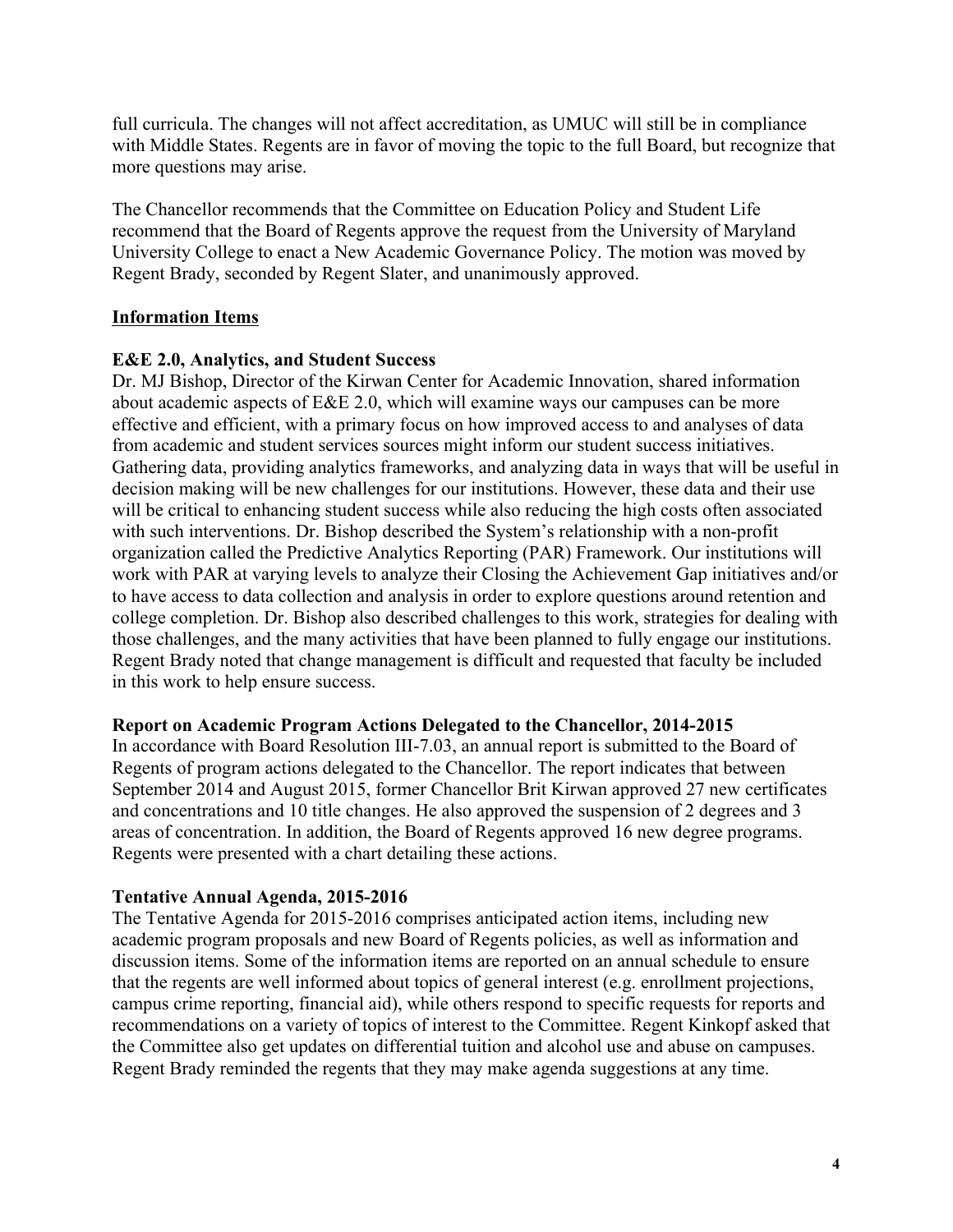full curricula. The changes will not affect accreditation, as UMUC will still be in compliance with Middle States. Regents are in favor of moving the topic to the full Board, but recognize that more questions may arise.

The Chancellor recommends that the Committee on Education Policy and Student Life recommend that the Board of Regents approve the request from the University of Maryland University College to enact a New Academic Governance Policy. The motion was moved by Regent Brady, seconded by Regent Slater, and unanimously approved.

**Information Items**

**E&E 2.0, Analytics, and Student Success**

Dr. MJ Bishop, Director of the Kirwan Center for Academic Innovation, shared information about academic aspects of E&E 2.0, which will examine ways our campuses can be more effective and efficient, with a primary focus on how improved access to and analyses of data from academic and student services sources might inform our student success initiatives. Gathering data, providing analytics frameworks, and analyzing data in ways that will be useful in decision making will be new challenges for our institutions. However, these data and their use will be critical to enhancing student success while also reducing the high costs often associated with such interventions. Dr. Bishop described the System's relationship with a non-profit organization called the Predictive Analytics Reporting (PAR) Framework. Our institutions will work with PAR at varying levels to analyze their Closing the Achievement Gap initiatives and/or to have access to data collection and analysis in order to explore questions around retention and college completion. Dr. Bishop also described challenges to this work, strategies for dealing with those challenges, and the many activities that have been planned to fully engage our institutions. Regent Brady noted that change management is difficult and requested that faculty be included in this work to help ensure success.

**Report on Academic Program Actions Delegated to the Chancellor, 2014-2015**

In accordance with Board Resolution III-7.03, an annual report is submitted to the Board of Regents of program actions delegated to the Chancellor. The report indicates that between September 2014 and August 2015, former Chancellor Brit Kirwan approved 27 new certificates and concentrations and 10 title changes. He also approved the suspension of 2 degrees and 3 areas of concentration. In addition, the Board of Regents approved 16 new degree programs. Regents were presented with a chart detailing these actions.

**Tentative Annual Agenda, 2015-2016**

The Tentative Agenda for 2015-2016 comprises anticipated action items, including new academic program proposals and new Board of Regents policies, as well as information and discussion items. Some of the information items are reported on an annual schedule to ensure that the regents are well informed about topics of general interest (e.g. enrollment projections, campus crime reporting, financial aid), while others respond to specific requests for reports and recommendations on a variety of topics of interest to the Committee. Regent Kinkopf asked that the Committee also get updates on differential tuition and alcohol use and abuse on campuses. Regent Brady reminded the regents that they may make agenda suggestions at any time.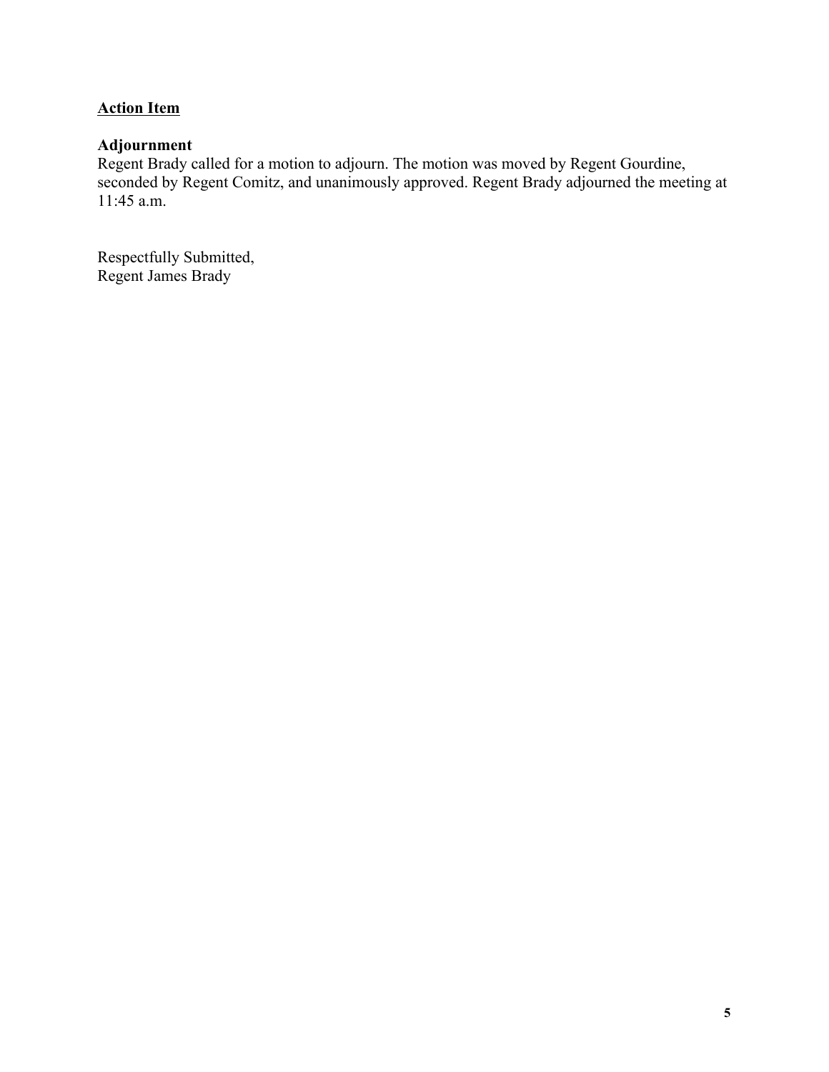**<u>Action Item</u>**

**Adjournment**

Regent Brady called for a motion to adjourn. The motion was moved by Regent Gourdine, seconded by Regent Comitz, and unanimously approved. Regent Brady adjourned the meeting at 11:45 a.m.

Respectfully Submitted,
Regent James Brady